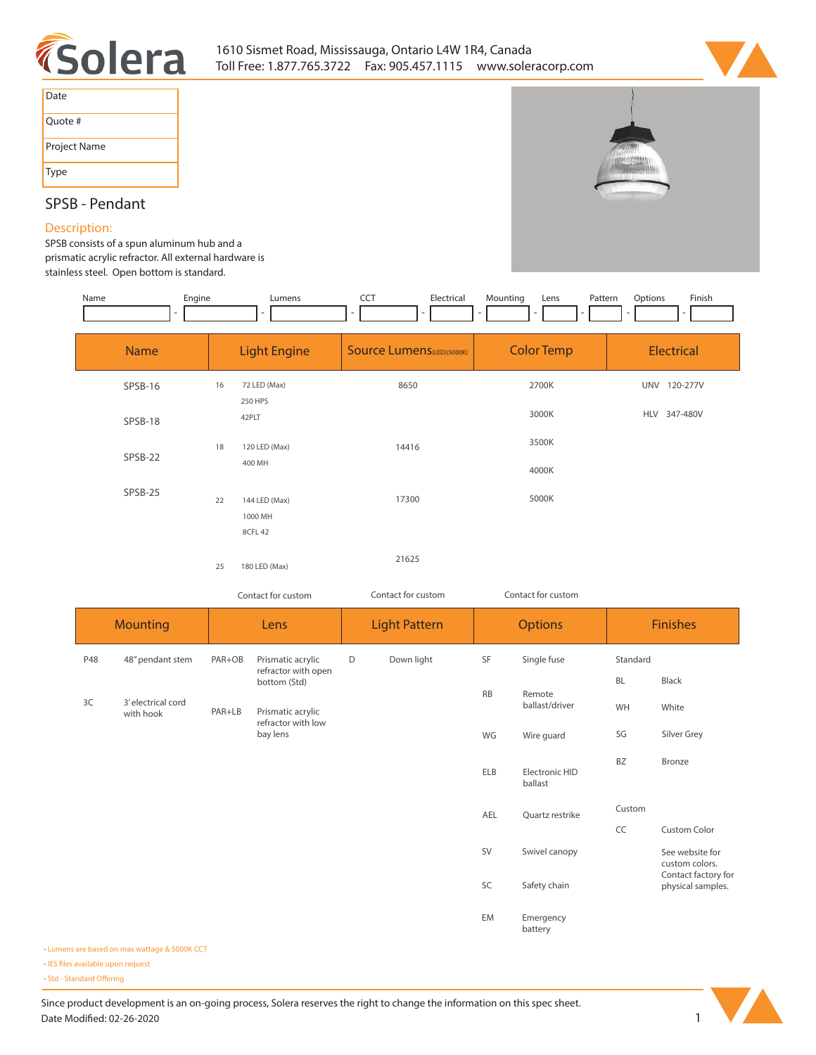1610 Sismet Road, Mississauga, Ontario L4W 1R4, Canada
Toll Free: 1.877.765.3722  Fax: 905.457.1115  www.soleracorp.com

| Date | |
|---|---|
| Quote # | |
| Project Name | |
| Type | |

## SPSB - Pendant

### Description:

SPSB consists of a spun aluminum hub and a prismatic acrylic refractor. All external hardware is stainless steel. Open bottom is standard.

| Name | Engine | Lumens | CCT | Electrical | Mounting | Lens | Pattern | Options | Finish |
|---|---|---|---|---|---|---|---|---|---|
| | | | | | | | | | |

| Name | Light Engine | | Source Lumens (LED)(5000K) | Color Temp | Electrical | |
|---|---|---|---|---|---|---|
| SPSB-16 | 16 | 72 LED (Max)<br>250 HPS<br>42PLT | 8650 | 2700K | UNV | 120-277V |
| SPSB-18 | | | | 3000K | HLV | 347-480V |
| SPSB-22 | 18 | 120 LED (Max)<br>400 MH | 14416 | 3500K | | |
| SPSB-25 | | | | 4000K | | |
| | 22 | 144 LED (Max)<br>1000 MH<br>8CFL 42 | 17300 | 5000K | | |
| | 25 | 180 LED (Max) | 21625 | | | |
| | | Contact for custom | Contact for custom | Contact for custom | | |

| Mounting | | Lens | | Light Pattern | | Options | | Finishes | |
|---|---|---|---|---|---|---|---|---|---|
| P48 | 48" pendant stem | PAR+OB | Prismatic acrylic refractor with open bottom (Std) | D | Down light | SF | Single fuse | Standard | |
| 3C | 3' electrical cord with hook | PAR+LB | Prismatic acrylic refractor with low bay lens | | | RB | Remote ballast/driver | BL | Black |
| | | | | | | WG | Wire guard | WH | White |
| | | | | | | ELB | Electronic HID ballast | SG | Silver Grey |
| | | | | | | AEL | Quartz restrike | BZ | Bronze |
| | | | | | | SV | Swivel canopy | Custom | |
| | | | | | | SC | Safety chain | CC | Custom Color |
| | | | | | | EM | Emergency battery | | See website for custom colors. Contact factory for physical samples. |

- Lumens are based on max wattage & 5000K CCT
- IES files available upon request
- Std - Standard Offering

Since product development is an on-going process, Solera reserves the right to change the information on this spec sheet.
Date Modified: 02-26-2020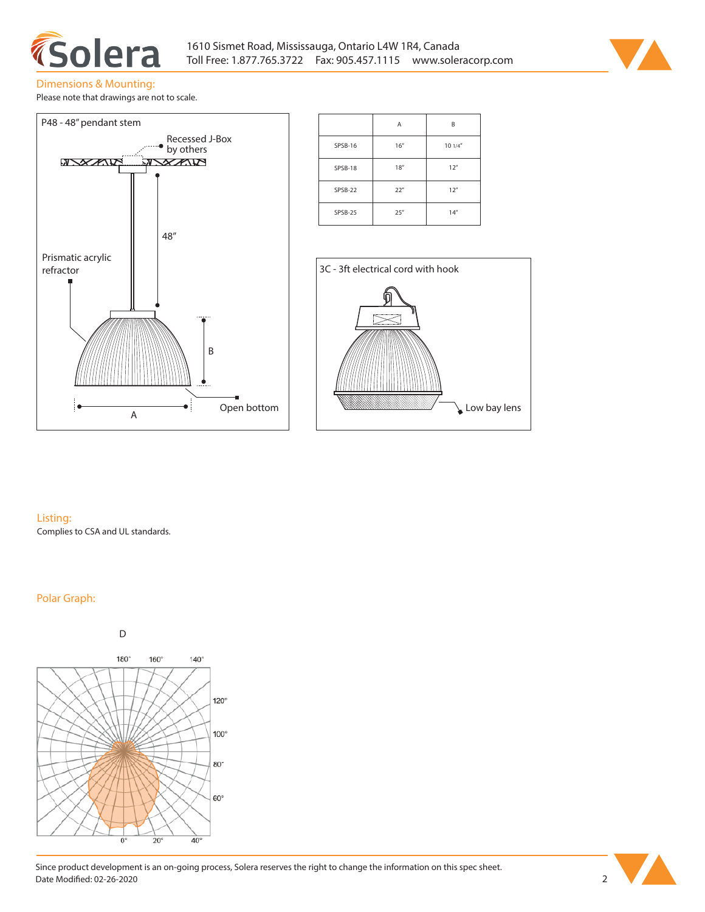## Dimensions & Mounting:

Please note that drawings are not to scale.

P48 - 48" pendant stem

Recessed J-Box by others

48"

Prismatic acrylic refractor

B

A

Open bottom

| | A | B |
|---|---|---|
| SPSB-16 | 16" | 10 1/4" |
| SPSB-18 | 18" | 12" |
| SPSB-22 | 22" | 12" |
| SPSB-25 | 25" | 14" |

3C - 3ft electrical cord with hook

Low bay lens

## Listing:

Complies to CSA and UL standards.

## Polar Graph:

D

180° 160° 140°

120°

100°

80°

60°

0° 20° 40°

Since product development is an on-going process, Solera reserves the right to change the information on this spec sheet.
Date Modified: 02-26-2020